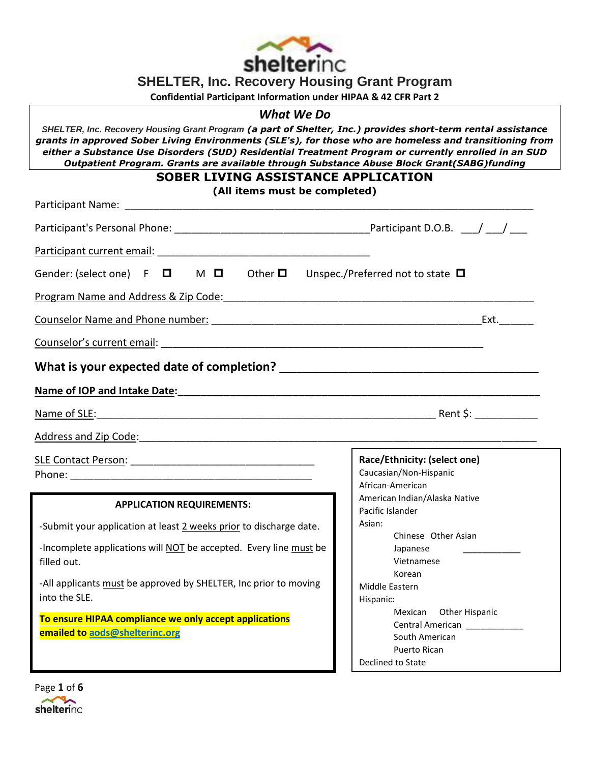# SHELTER, Inc. Recovery Housing Grant Program

**Confidential Participant Information under HIPAA & 42 CFR Part 2**

## *What We Do*

***SHELTER, Inc. Recovery Housing Grant Program (a part of Shelter, Inc.) provides short-term rental assistance grants in approved Sober Living Environments (SLE's), for those who are homeless and transitioning from either a Substance Use Disorders (SUD) Residential Treatment Program or currently enrolled in an SUD Outpatient Program. Grants are available through Substance Abuse Block Grant(SABG)funding***

## SOBER LIVING ASSISTANCE APPLICATION

**(All items must be completed)**

Participant Name: ______________________________________________________________________

Participant's Personal Phone: ________________________________ Participant D.O.B. ___/___/___

Participant current email: ___________________________________

Gender: (select one) F ☐ M ☐ Other ☐ Unspec./Preferred not to state ☐

Program Name and Address & Zip Code: ___________________________________________________

Counselor Name and Phone number: ____________________________________________ Ext.______

Counselor's current email: ____________________________________________________

**What is your expected date of completion? ____________________________________**

**Name of IOP and Intake Date: _______________________________________________________**

Name of SLE: _______________________________________________________ Rent $: __________

Address and Zip Code: _____________________________________________________________

SLE Contact Person: ______________________________

Phone: ___________________________________________

**APPLICATION REQUIREMENTS:**

-Submit your application at least 2 weeks prior to discharge date.

-Incomplete applications will NOT be accepted. Every line must be filled out.

-All applicants must be approved by SHELTER, Inc prior to moving into the SLE.

**To ensure HIPAA compliance we only accept applications emailed to aods@shelterinc.org**

**Race/Ethnicity: (select one)**

- Caucasian/Non-Hispanic
- African-American
- American Indian/Alaska Native
- Pacific Islander
- Asian:
  - Chinese
  - Japanese
  - Vietnamese
  - Korean
  - Other Asian ___________
- Middle Eastern
- Hispanic:
  - Mexican
  - Central American
  - South American
  - Puerto Rican
  - Other Hispanic ___________
- Declined to State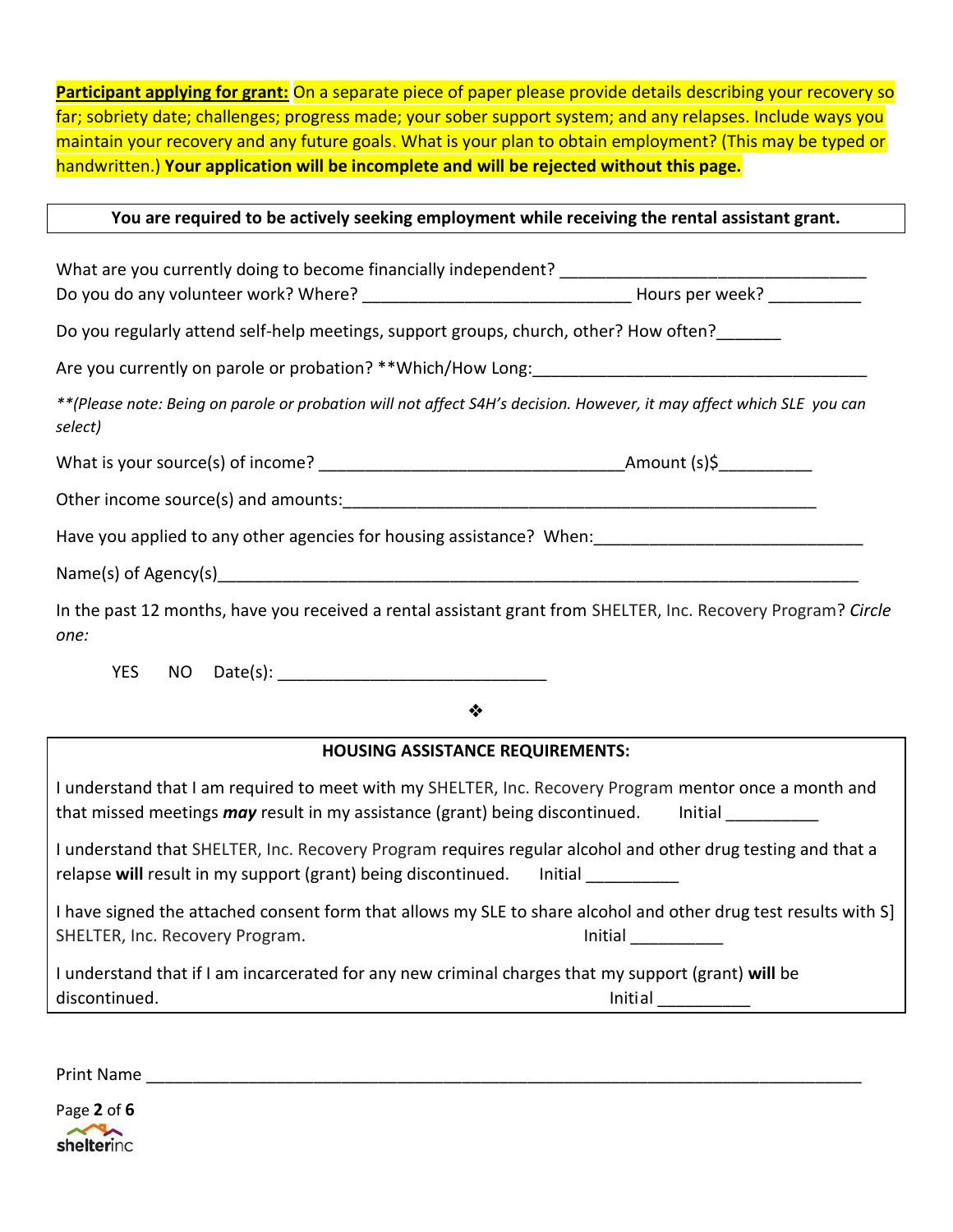**Participant applying for grant:** On a separate piece of paper please provide details describing your recovery so far; sobriety date; challenges; progress made; your sober support system; and any relapses. Include ways you maintain your recovery and any future goals. What is your plan to obtain employment? (This may be typed or handwritten.) **Your application will be incomplete and will be rejected without this page.**

**You are required to be actively seeking employment while receiving the rental assistant grant.**

What are you currently doing to become financially independent? ________________________________

Do you do any volunteer work? Where? ____________________________ Hours per week? __________

Do you regularly attend self-help meetings, support groups, church, other? How often?_______

Are you currently on parole or probation? **Which/How Long:____________________________________

*\*\*(Please note: Being on parole or probation will not affect S4H's decision. However, it may affect which SLE you can select)*

What is your source(s) of income? ________________________________Amount (s)$__________

Other income source(s) and amounts:_____________________________________________________

Have you applied to any other agencies for housing assistance? When:_____________________________

Name(s) of Agency(s)______________________________________________________________________

In the past 12 months, have you received a rental assistant grant from SHELTER, Inc. Recovery Program? *Circle one:*

YES NO Date(s): _____________________________

❖

**HOUSING ASSISTANCE REQUIREMENTS:**

I understand that I am required to meet with my SHELTER, Inc. Recovery Program mentor once a month and that missed meetings ***may*** result in my assistance (grant) being discontinued. Initial __________

I understand that SHELTER, Inc. Recovery Program requires regular alcohol and other drug testing and that a relapse **will** result in my support (grant) being discontinued. Initial __________

I have signed the attached consent form that allows my SLE to share alcohol and other drug test results with S] SHELTER, Inc. Recovery Program. Initial __________

I understand that if I am incarcerated for any new criminal charges that my support (grant) **will** be discontinued. Initial __________

Print Name ___________________________________________________________________________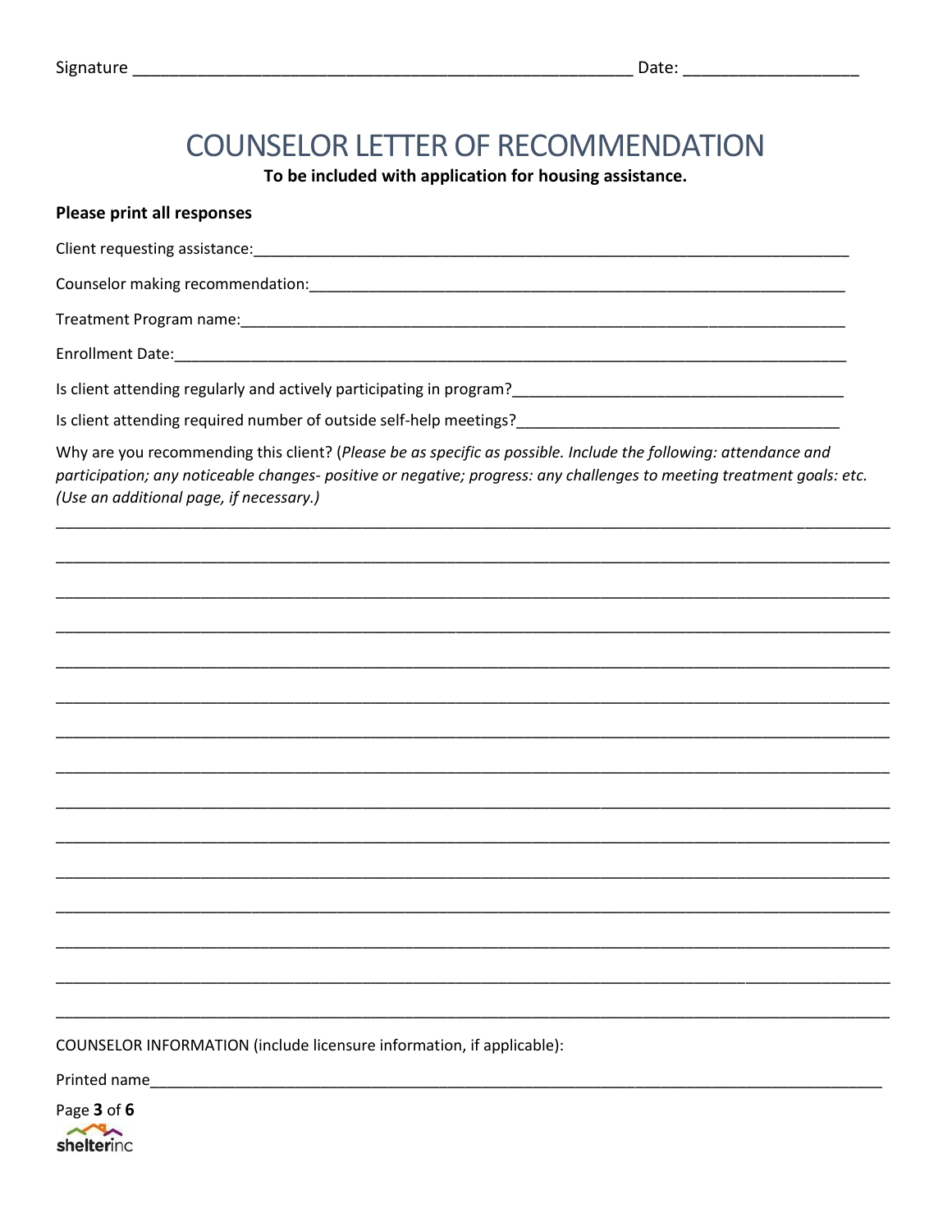Signature ______________________________________________________ Date: ___________________

# COUNSELOR LETTER OF RECOMMENDATION

**To be included with application for housing assistance.**

**Please print all responses**

Client requesting assistance:___________________________________________________________________

Counselor making recommendation:___________________________________________________________

Treatment Program name:_______________________________________________________________

Enrollment Date:_____________________________________________________________________

Is client attending regularly and actively participating in program?_____________________________________

Is client attending required number of outside self-help meetings?____________________________________

Why are you recommending this client? (*Please be as specific as possible. Include the following: attendance and participation; any noticeable changes- positive or negative; progress: any challenges to meeting treatment goals: etc. (Use an additional page, if necessary.)*

__________________________________________________________________________________________

__________________________________________________________________________________________

__________________________________________________________________________________________

__________________________________________________________________________________________

__________________________________________________________________________________________

__________________________________________________________________________________________

__________________________________________________________________________________________

__________________________________________________________________________________________

__________________________________________________________________________________________

__________________________________________________________________________________________

__________________________________________________________________________________________

__________________________________________________________________________________________

__________________________________________________________________________________________

__________________________________________________________________________________________

__________________________________________________________________________________________

COUNSELOR INFORMATION (include licensure information, if applicable):

Printed name_____________________________________________________________________________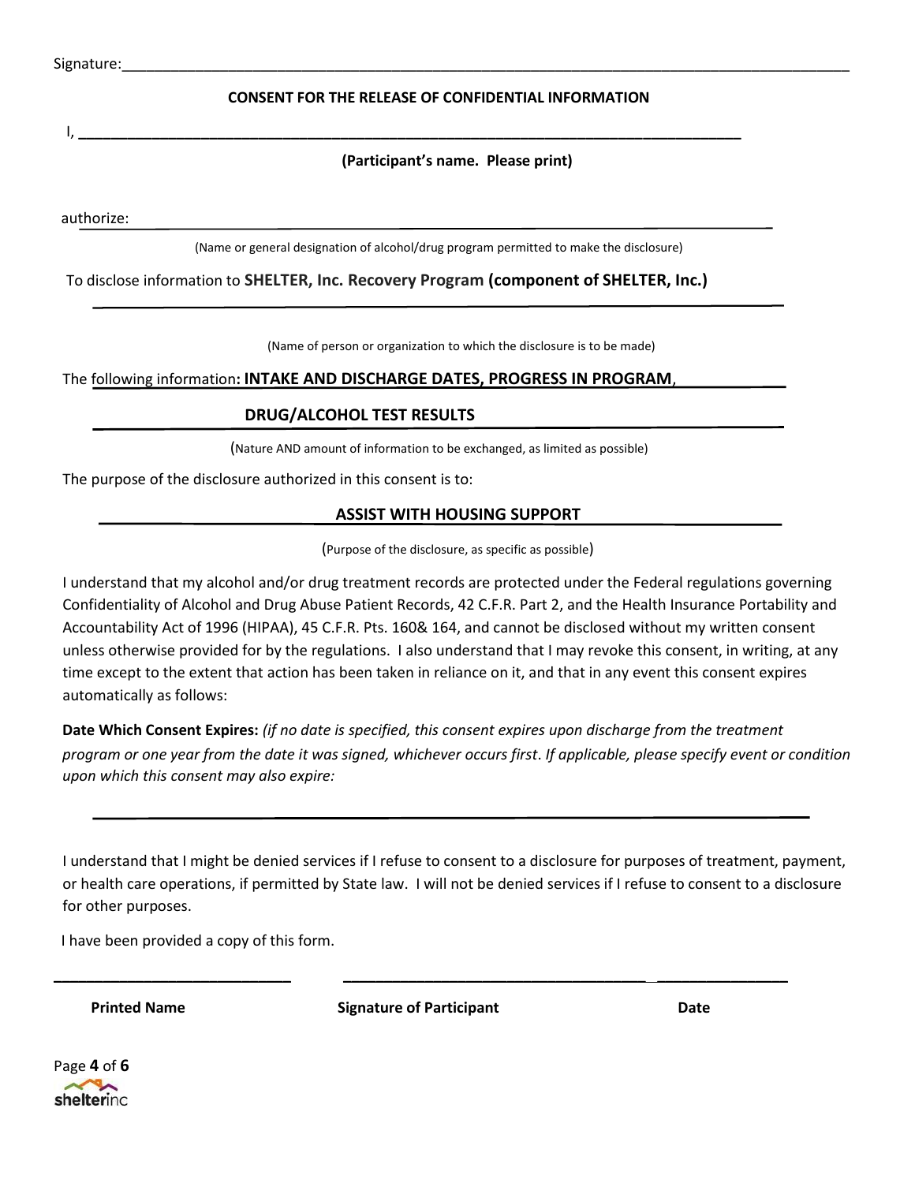Signature:\_\_\_\_\_\_\_\_\_\_\_\_\_\_\_\_\_\_\_\_\_\_\_\_\_\_\_\_\_\_\_\_\_\_\_\_\_\_\_\_\_\_\_\_\_\_\_\_\_\_\_\_\_\_\_\_\_\_\_\_\_\_\_\_\_\_

## CONSENT FOR THE RELEASE OF CONFIDENTIAL INFORMATION

I, \_\_\_\_\_\_\_\_\_\_\_\_\_\_\_\_\_\_\_\_\_\_\_\_\_\_\_\_\_\_\_\_\_\_\_\_\_\_\_\_\_\_\_\_\_\_\_\_\_\_\_\_\_\_\_\_\_\_

**(Participant's name. Please print)**

authorize: \_\_\_\_\_\_\_\_\_\_\_\_\_\_\_\_\_\_\_\_\_\_\_\_\_\_\_\_\_\_\_\_\_\_\_\_\_\_\_\_\_\_\_\_\_\_\_\_\_\_\_\_\_\_

(Name or general designation of alcohol/drug program permitted to make the disclosure)

To disclose information to **SHELTER, Inc. Recovery Program (component of SHELTER, Inc.)**

\_\_\_\_\_\_\_\_\_\_\_\_\_\_\_\_\_\_\_\_\_\_\_\_\_\_\_\_\_\_\_\_\_\_\_\_\_\_\_\_\_\_\_\_\_\_\_\_\_\_\_\_\_\_\_\_\_\_

(Name of person or organization to which the disclosure is to be made)

The following information: **INTAKE AND DISCHARGE DATES, PROGRESS IN PROGRAM, DRUG/ALCOHOL TEST RESULTS**

(Nature AND amount of information to be exchanged, as limited as possible)

The purpose of the disclosure authorized in this consent is to:

**ASSIST WITH HOUSING SUPPORT**

(Purpose of the disclosure, as specific as possible)

I understand that my alcohol and/or drug treatment records are protected under the Federal regulations governing Confidentiality of Alcohol and Drug Abuse Patient Records, 42 C.F.R. Part 2, and the Health Insurance Portability and Accountability Act of 1996 (HIPAA), 45 C.F.R. Pts. 160& 164, and cannot be disclosed without my written consent unless otherwise provided for by the regulations. I also understand that I may revoke this consent, in writing, at any time except to the extent that action has been taken in reliance on it, and that in any event this consent expires automatically as follows:

**Date Which Consent Expires:** *(if no date is specified, this consent expires upon discharge from the treatment program or one year from the date it was signed, whichever occurs first. If applicable, please specify event or condition upon which this consent may also expire:*

\_\_\_\_\_\_\_\_\_\_\_\_\_\_\_\_\_\_\_\_\_\_\_\_\_\_\_\_\_\_\_\_\_\_\_\_\_\_\_\_\_\_\_\_\_\_\_\_\_\_\_\_\_\_\_\_\_\_

I understand that I might be denied services if I refuse to consent to a disclosure for purposes of treatment, payment, or health care operations, if permitted by State law. I will not be denied services if I refuse to consent to a disclosure for other purposes.

I have been provided a copy of this form.

| \_\_\_\_\_\_\_\_\_\_\_\_\_\_\_\_\_\_\_\_ | \_\_\_\_\_\_\_\_\_\_\_\_\_\_\_\_\_\_\_\_\_\_\_\_\_\_ | \_\_\_\_\_\_\_\_\_\_\_\_ |
|---|---|---|
| **Printed Name** | **Signature of Participant** | **Date** |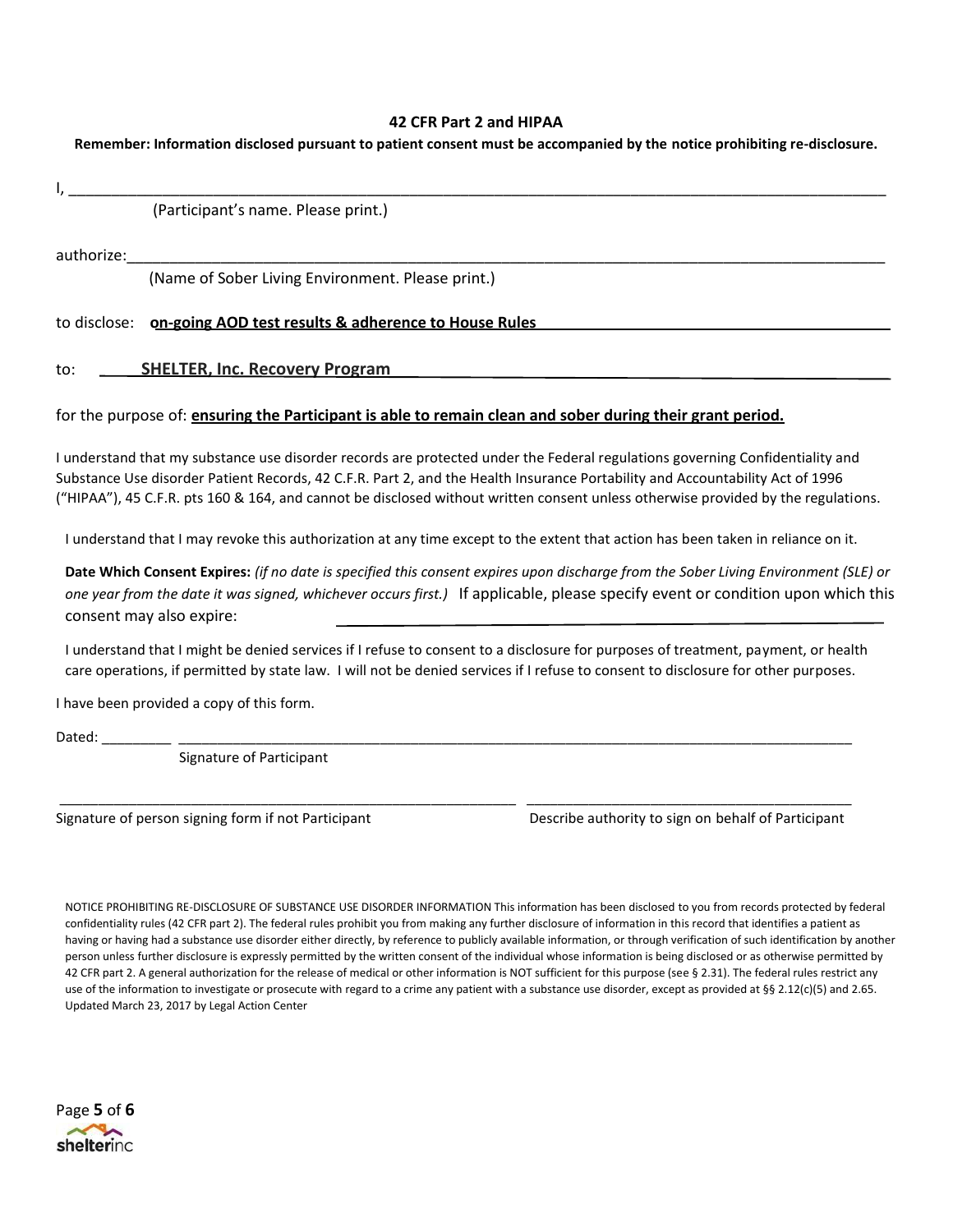**42 CFR Part 2 and HIPAA**

**Remember: Information disclosed pursuant to patient consent must be accompanied by the notice prohibiting re-disclosure.**

I, ____________________________________________________________________________________________

(Participant's name. Please print.)

authorize:______________________________________________________________________________________

(Name of Sober Living Environment. Please print.)

to disclose: **on-going AOD test results & adherence to House Rules**

to: **SHELTER, Inc. Recovery Program**

for the purpose of: **ensuring the Participant is able to remain clean and sober during their grant period.**

I understand that my substance use disorder records are protected under the Federal regulations governing Confidentiality and Substance Use disorder Patient Records, 42 C.F.R. Part 2, and the Health Insurance Portability and Accountability Act of 1996 ("HIPAA"), 45 C.F.R. pts 160 & 164, and cannot be disclosed without written consent unless otherwise provided by the regulations.

I understand that I may revoke this authorization at any time except to the extent that action has been taken in reliance on it.

**Date Which Consent Expires:** *(if no date is specified this consent expires upon discharge from the Sober Living Environment (SLE) or one year from the date it was signed, whichever occurs first.)* If applicable, please specify event or condition upon which this consent may also expire: ______________________________

I understand that I might be denied services if I refuse to consent to a disclosure for purposes of treatment, payment, or health care operations, if permitted by state law. I will not be denied services if I refuse to consent to disclosure for other purposes.

I have been provided a copy of this form.

Dated: _________ ______________________________________________________________________

Signature of Participant

______________________________________________ ______________________________________

Signature of person signing form if not Participant | Describe authority to sign on behalf of Participant

NOTICE PROHIBITING RE-DISCLOSURE OF SUBSTANCE USE DISORDER INFORMATION This information has been disclosed to you from records protected by federal confidentiality rules (42 CFR part 2). The federal rules prohibit you from making any further disclosure of information in this record that identifies a patient as having or having had a substance use disorder either directly, by reference to publicly available information, or through verification of such identification by another person unless further disclosure is expressly permitted by the written consent of the individual whose information is being disclosed or as otherwise permitted by 42 CFR part 2. A general authorization for the release of medical or other information is NOT sufficient for this purpose (see § 2.31). The federal rules restrict any use of the information to investigate or prosecute with regard to a crime any patient with a substance use disorder, except as provided at §§ 2.12(c)(5) and 2.65. Updated March 23, 2017 by Legal Action Center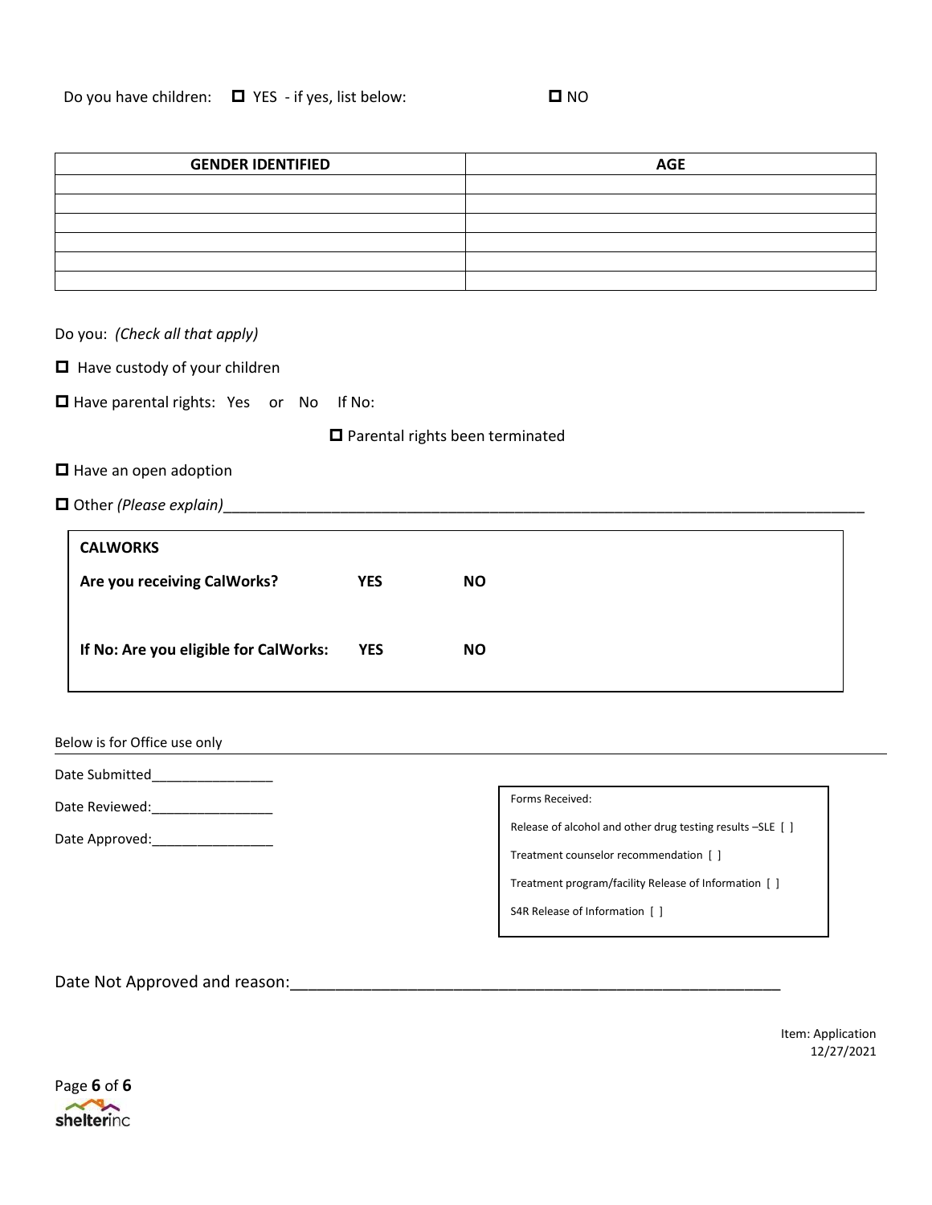Do you have children: ☐ YES - if yes, list below: ☐ NO

| GENDER IDENTIFIED | AGE |
| --- | --- |
| | |
| | |
| | |
| | |
| | |
| | |

Do you: *(Check all that apply)*

☐ Have custody of your children

☐ Have parental rights: Yes or No If No:

☐ Parental rights been terminated

☐ Have an open adoption

☐ Other *(Please explain)*________________________________________________________________________________

**CALWORKS**

**Are you receiving CalWorks?** **YES** **NO**

**If No: Are you eligible for CalWorks:** **YES** **NO**

Below is for Office use only

Date Submitted________________

Date Reviewed:________________

Date Approved:________________

Forms Received:

Release of alcohol and other drug testing results –SLE [ ]

Treatment counselor recommendation [ ]

Treatment program/facility Release of Information [ ]

S4R Release of Information [ ]

Date Not Approved and reason:__________________________________________________________

Item: Application
12/27/2021